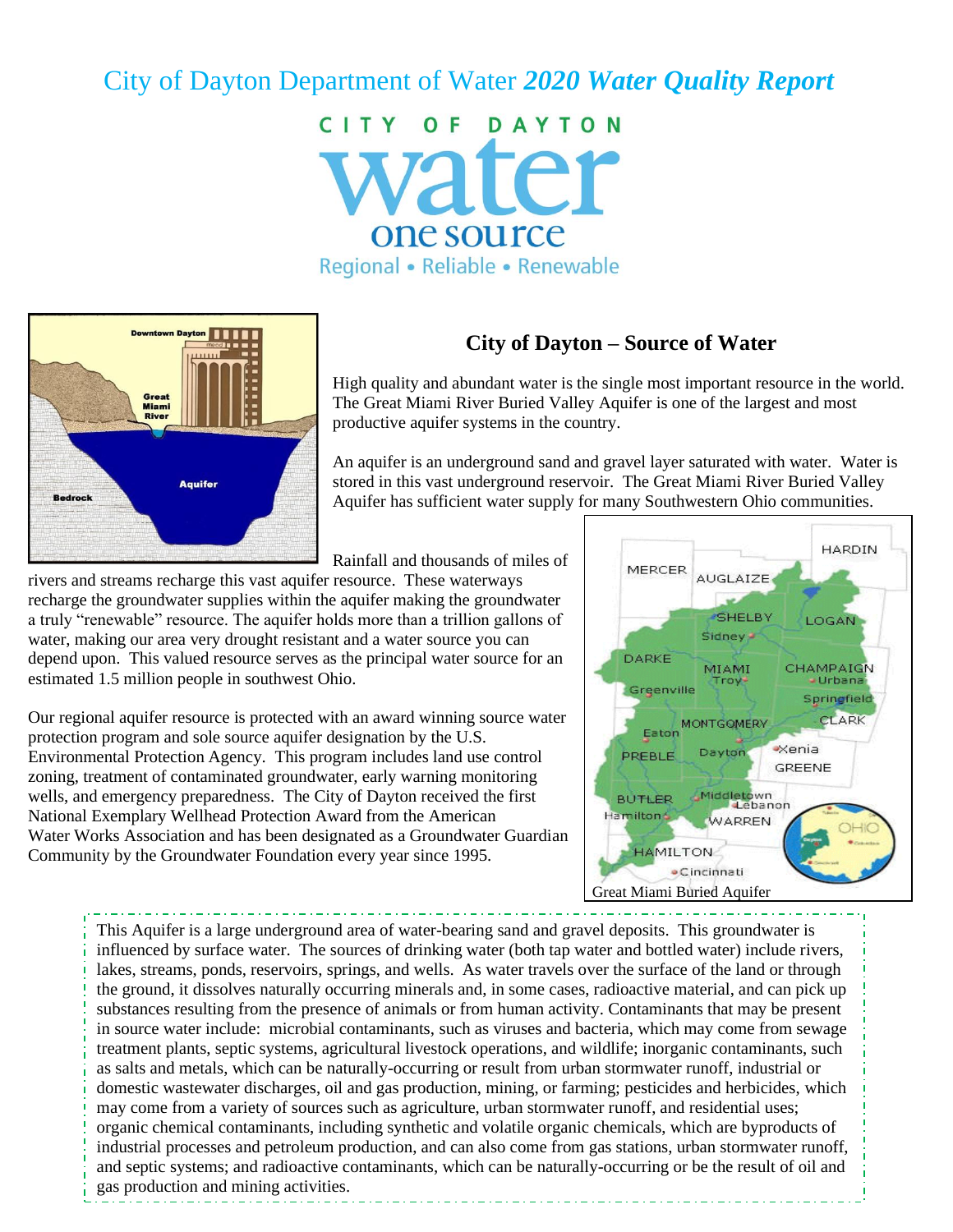# City of Dayton Department of Water *2020 Water Quality Report*

CITY OF DAYTON
water
one source
Regional • Reliable • Renewable

## City of Dayton – Source of Water

High quality and abundant water is the single most important resource in the world. The Great Miami River Buried Valley Aquifer is one of the largest and most productive aquifer systems in the country.

An aquifer is an underground sand and gravel layer saturated with water. Water is stored in this vast underground reservoir. The Great Miami River Buried Valley Aquifer has sufficient water supply for many Southwestern Ohio communities.

Rainfall and thousands of miles of rivers and streams recharge this vast aquifer resource. These waterways recharge the groundwater supplies within the aquifer making the groundwater a truly "renewable" resource. The aquifer holds more than a trillion gallons of water, making our area very drought resistant and a water source you can depend upon. This valued resource serves as the principal water source for an estimated 1.5 million people in southwest Ohio.

Our regional aquifer resource is protected with an award winning source water protection program and sole source aquifer designation by the U.S. Environmental Protection Agency. This program includes land use control zoning, treatment of contaminated groundwater, early warning monitoring wells, and emergency preparedness. The City of Dayton received the first National Exemplary Wellhead Protection Award from the American Water Works Association and has been designated as a Groundwater Guardian Community by the Groundwater Foundation every year since 1995.

Great Miami Buried Aquifer

This Aquifer is a large underground area of water-bearing sand and gravel deposits. This groundwater is influenced by surface water. The sources of drinking water (both tap water and bottled water) include rivers, lakes, streams, ponds, reservoirs, springs, and wells. As water travels over the surface of the land or through the ground, it dissolves naturally occurring minerals and, in some cases, radioactive material, and can pick up substances resulting from the presence of animals or from human activity. Contaminants that may be present in source water include: microbial contaminants, such as viruses and bacteria, which may come from sewage treatment plants, septic systems, agricultural livestock operations, and wildlife; inorganic contaminants, such as salts and metals, which can be naturally-occurring or result from urban stormwater runoff, industrial or domestic wastewater discharges, oil and gas production, mining, or farming; pesticides and herbicides, which may come from a variety of sources such as agriculture, urban stormwater runoff, and residential uses; organic chemical contaminants, including synthetic and volatile organic chemicals, which are byproducts of industrial processes and petroleum production, and can also come from gas stations, urban stormwater runoff, and septic systems; and radioactive contaminants, which can be naturally-occurring or be the result of oil and gas production and mining activities.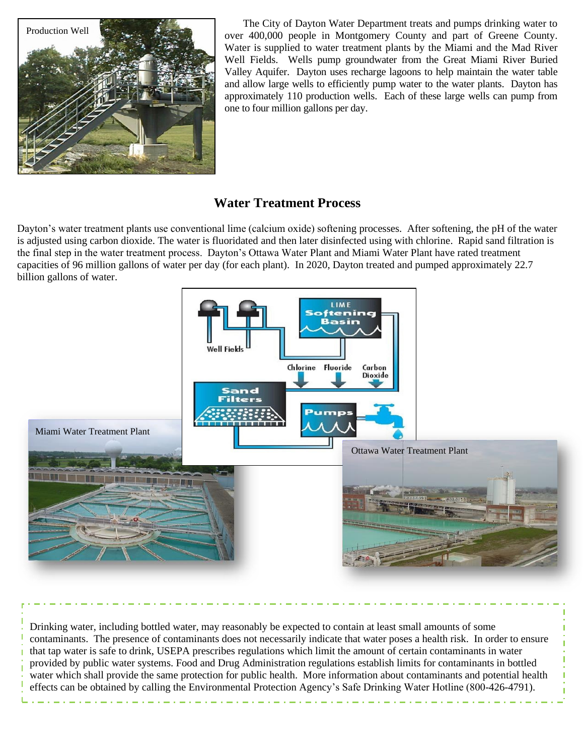The City of Dayton Water Department treats and pumps drinking water to over 400,000 people in Montgomery County and part of Greene County. Water is supplied to water treatment plants by the Miami and the Mad River Well Fields. Wells pump groundwater from the Great Miami River Buried Valley Aquifer. Dayton uses recharge lagoons to help maintain the water table and allow large wells to efficiently pump water to the water plants. Dayton has approximately 110 production wells. Each of these large wells can pump from one to four million gallons per day.

Production Well

## Water Treatment Process

Dayton's water treatment plants use conventional lime (calcium oxide) softening processes. After softening, the pH of the water is adjusted using carbon dioxide. The water is fluoridated and then later disinfected using with chlorine. Rapid sand filtration is the final step in the water treatment process. Dayton's Ottawa Water Plant and Miami Water Plant have rated treatment capacities of 96 million gallons of water per day (for each plant). In 2020, Dayton treated and pumped approximately 22.7 billion gallons of water.

Miami Water Treatment Plant

Ottawa Water Treatment Plant

Drinking water, including bottled water, may reasonably be expected to contain at least small amounts of some contaminants. The presence of contaminants does not necessarily indicate that water poses a health risk. In order to ensure that tap water is safe to drink, USEPA prescribes regulations which limit the amount of certain contaminants in water provided by public water systems. Food and Drug Administration regulations establish limits for contaminants in bottled water which shall provide the same protection for public health. More information about contaminants and potential health effects can be obtained by calling the Environmental Protection Agency's Safe Drinking Water Hotline (800-426-4791).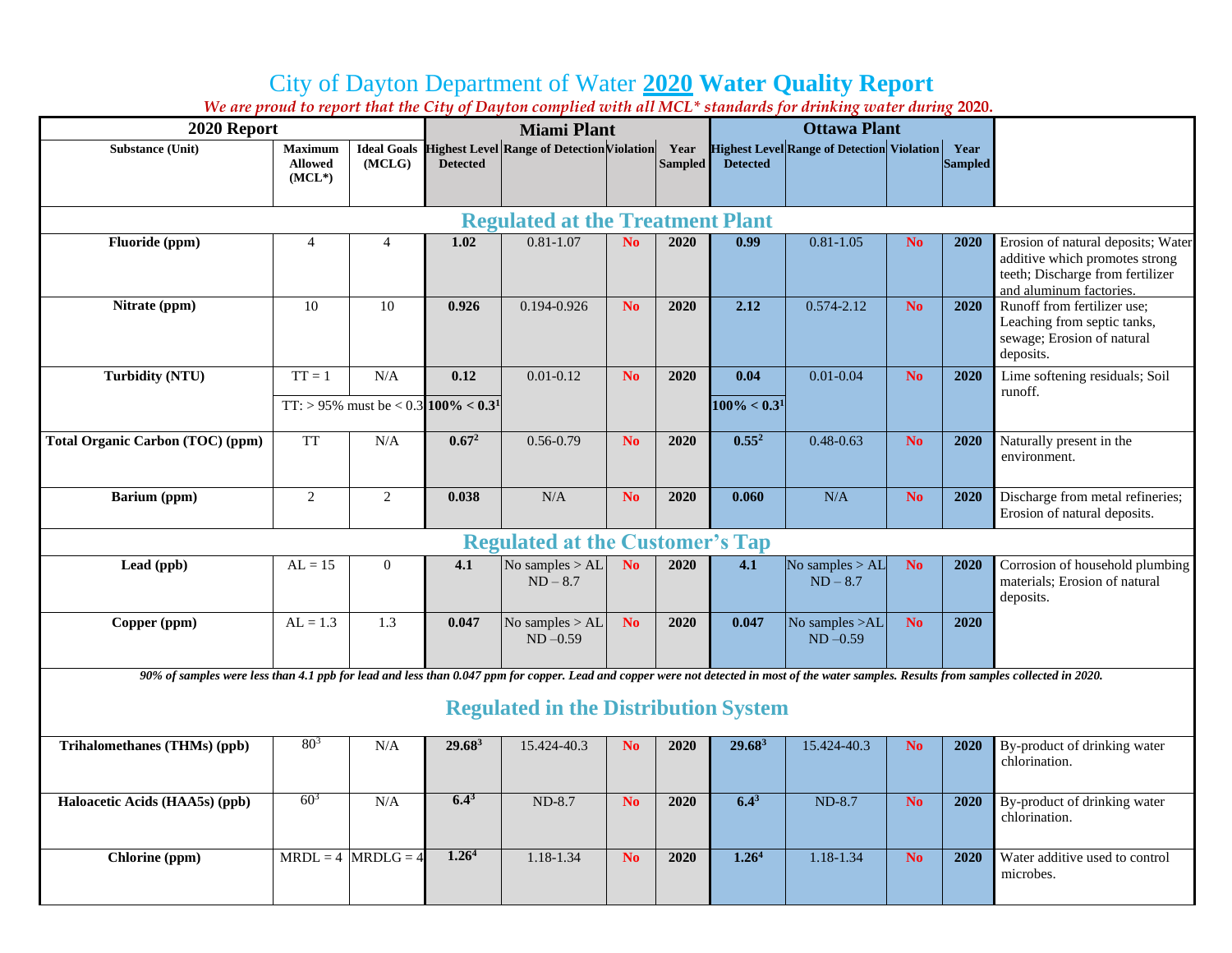# City of Dayton Department of Water **2020 Water Quality Report**

*We are proud to report that the City of Dayton complied with all MCL* standards for drinking water during* ***2020.***

| 2020 Report | | | Miami Plant | | | | Ottawa Plant | | | | |
|---|---|---|---|---|---|---|---|---|---|---|---|
| **Substance (Unit)** | **Maximum Allowed (MCL*)** | **Ideal Goals (MCLG)** | **Highest Level Detected** | **Range of Detection** | **Violation** | **Year Sampled** | **Highest Level Detected** | **Range of Detection** | **Violation** | **Year Sampled** | |
| **Regulated at the Treatment Plant** | | | | | | | | | | | |
| **Fluoride (ppm)** | 4 | 4 | **1.02** | 0.81-1.07 | **No** | **2020** | **0.99** | 0.81-1.05 | **No** | **2020** | Erosion of natural deposits; Water additive which promotes strong teeth; Discharge from fertilizer and aluminum factories. |
| **Nitrate (ppm)** | 10 | 10 | **0.926** | 0.194-0.926 | **No** | **2020** | **2.12** | 0.574-2.12 | **No** | **2020** | Runoff from fertilizer use; Leaching from septic tanks, sewage; Erosion of natural deposits. |
| **Turbidity (NTU)** | TT = 1 | N/A | **0.12** | 0.01-0.12 | **No** | **2020** | **0.04** | 0.01-0.04 | **No** | **2020** | Lime softening residuals; Soil runoff. |
| | TT: > 95% must be < 0.3 | | **100% < 0.3**[1] | | | | **100% < 0.3**[1] | | | | |
| **Total Organic Carbon (TOC) (ppm)** | TT | N/A | **0.67**[2] | 0.56-0.79 | **No** | **2020** | **0.55**[2] | 0.48-0.63 | **No** | **2020** | Naturally present in the environment. |
| **Barium (ppm)** | 2 | 2 | **0.038** | N/A | **No** | **2020** | **0.060** | N/A | **No** | **2020** | Discharge from metal refineries; Erosion of natural deposits. |
| **Regulated at the Customer's Tap** | | | | | | | | | | | |
| **Lead (ppb)** | AL = 15 | 0 | **4.1** | No samples > AL ND – 8.7 | **No** | **2020** | **4.1** | No samples > AL ND – 8.7 | **No** | **2020** | Corrosion of household plumbing materials; Erosion of natural deposits. |
| **Copper (ppm)** | AL = 1.3 | 1.3 | **0.047** | No samples > AL ND –0.59 | **No** | **2020** | **0.047** | No samples >AL ND –0.59 | **No** | **2020** | |
| ***90% of samples were less than 4.1 ppb for lead and less than 0.047 ppm for copper. Lead and copper were not detected in most of the water samples. Results from samples collected in 2020.*** | | | | | | | | | | | |
| **Regulated in the Distribution System** | | | | | | | | | | | |
| **Trihalomethanes (THMs) (ppb)** | 80[3] | N/A | **29.68**[3] | 15.424-40.3 | **No** | **2020** | **29.68**[3] | 15.424-40.3 | **No** | **2020** | By-product of drinking water chlorination. |
| **Haloacetic Acids (HAA5s) (ppb)** | 60[3] | N/A | **6.4**[3] | ND-8.7 | **No** | **2020** | **6.4**[3] | ND-8.7 | **No** | **2020** | By-product of drinking water chlorination. |
| **Chlorine (ppm)** | MRDL = 4 | MRDLG = 4 | **1.26**[4] | 1.18-1.34 | **No** | **2020** | **1.26**[4] | 1.18-1.34 | **No** | **2020** | Water additive used to control microbes. |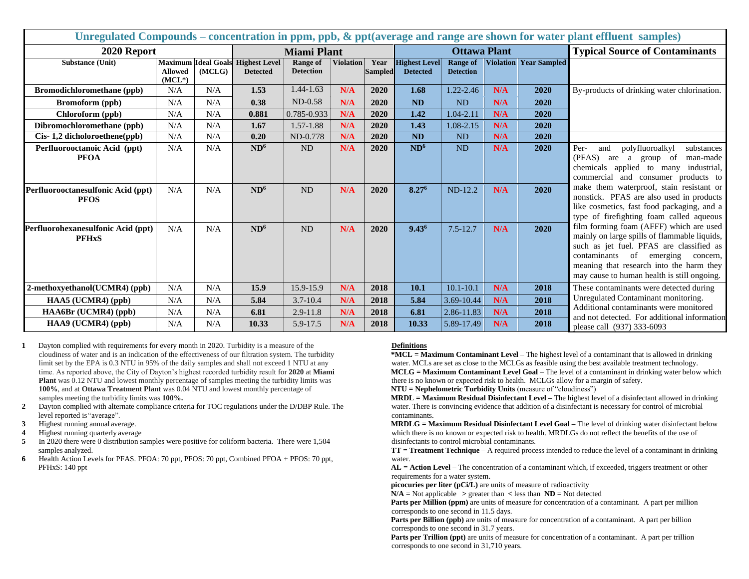## Unregulated Compounds – concentration in ppm, ppb, & ppt(average and range are shown for water plant effluent samples)

| 2020 Report | | | Miami Plant | | | | Ottawa Plant | | | | Typical Source of Contaminants |
|---|---|---|---|---|---|---|---|---|---|---|---|
| **Substance (Unit)** | **Maximum Allowed (MCL*)** | **Ideal Goals (MCLG)** | **Highest Level Detected** | **Range of Detection** | **Violation** | **Year Sampled** | **Highest Level Detected** | **Range of Detection** | **Violation** | **Year Sampled** | |
| **Bromodichloromethane (ppb)** | N/A | N/A | **1.53** | 1.44-1.63 | **N/A** | **2020** | **1.68** | 1.22-2.46 | **N/A** | **2020** | By-products of drinking water chlorination. |
| **Bromoform (ppb)** | N/A | N/A | **0.38** | ND-0.58 | **N/A** | **2020** | **ND** | ND | **N/A** | **2020** | |
| **Chloroform (ppb)** | N/A | N/A | **0.881** | 0.785-0.933 | **N/A** | **2020** | **1.42** | 1.04-2.11 | **N/A** | **2020** | |
| **Dibromochloromethane (ppb)** | N/A | N/A | **1.67** | 1.57-1.88 | **N/A** | **2020** | **1.43** | 1.08-2.15 | **N/A** | **2020** | |
| **Cis- 1,2 dicholoroethene(ppb)** | N/A | N/A | **0.20** | ND-0.778 | **N/A** | **2020** | **ND** | ND | **N/A** | **2020** | |
| **Perfluorooctanoic Acid (ppt) PFOA** | N/A | N/A | **ND[6]** | ND | **N/A** | **2020** | **ND[6]** | ND | **N/A** | **2020** | Per- and polyfluoroalkyl substances (PFAS) are a group of man-made chemicals applied to many industrial, commercial and consumer products to make them waterproof, stain resistant or nonstick. PFAS are also used in products like cosmetics, fast food packaging, and a type of firefighting foam called aqueous film forming foam (AFFF) which are used mainly on large spills of flammable liquids, such as jet fuel. PFAS are classified as contaminants of emerging concern, meaning that research into the harm they may cause to human health is still ongoing. |
| **Perfluorooctanesulfonic Acid (ppt) PFOS** | N/A | N/A | **ND[6]** | ND | **N/A** | **2020** | **8.27[6]** | ND-12.2 | **N/A** | **2020** | |
| **Perfluorohexanesulfonic Acid (ppt) PFHxS** | N/A | N/A | **ND[6]** | ND | **N/A** | **2020** | **9.43[6]** | 7.5-12.7 | **N/A** | **2020** | |
| **2-methoxyethanol(UCMR4) (ppb)** | N/A | N/A | **15.9** | 15.9-15.9 | **N/A** | **2018** | **10.1** | 10.1-10.1 | **N/A** | **2018** | These contaminants were detected during Unregulated Contaminant monitoring. Additional contaminants were monitored and not detected. For additional information please call (937) 333-6093 |
| **HAA5 (UCMR4) (ppb)** | N/A | N/A | **5.84** | 3.7-10.4 | **N/A** | **2018** | **5.84** | 3.69-10.44 | **N/A** | **2018** | |
| **HAA6Br (UCMR4) (ppb)** | N/A | N/A | **6.81** | 2.9-11.8 | **N/A** | **2018** | **6.81** | 2.86-11.83 | **N/A** | **2018** | |
| **HAA9 (UCMR4) (ppb)** | N/A | N/A | **10.33** | 5.9-17.5 | **N/A** | **2018** | **10.33** | 5.89-17.49 | **N/A** | **2018** | |

1. Dayton complied with requirements for every month in 2020. Turbidity is a measure of the cloudiness of water and is an indication of the effectiveness of our filtration system. The turbidity limit set by the EPA is 0.3 NTU in 95% of the daily samples and shall not exceed 1 NTU at any time. As reported above, the City of Dayton's highest recorded turbidity result for **2020** at **Miami Plant** was 0.12 NTU and lowest monthly percentage of samples meeting the turbidity limits was **100%**, and at **Ottawa Treatment Plant** was 0.04 NTU and lowest monthly percentage of samples meeting the turbidity limits was **100%.**
2. Dayton complied with alternate compliance criteria for TOC regulations under the D/DBP Rule. The level reported is "average".
3. Highest running annual average.
4. Highest running quarterly average
5. In 2020 there were 0 distribution samples were positive for coliform bacteria. There were 1,504 samples analyzed.
6. Health Action Levels for PFAS. PFOA: 70 ppt, PFOS: 70 ppt, Combined PFOA + PFOS: 70 ppt, PFHxS: 140 ppt

**Definitions**

**\*MCL = Maximum Contaminant Level** – The highest level of a contaminant that is allowed in drinking water. MCLs are set as close to the MCLGs as feasible using the best available treatment technology.

**MCLG = Maximum Contaminant Level Goal** – The level of a contaminant in drinking water below which there is no known or expected risk to health. MCLGs allow for a margin of safety.

**NTU = Nephelometric Turbidity Units** (measure of "cloudiness")

**MRDL = Maximum Residual Disinfectant Level** – The highest level of a disinfectant allowed in drinking water. There is convincing evidence that addition of a disinfectant is necessary for control of microbial contaminants.

**MRDLG = Maximum Residual Disinfectant Level Goal** – The level of drinking water disinfectant below which there is no known or expected risk to health. MRDLGs do not reflect the benefits of the use of disinfectants to control microbial contaminants.

**TT = Treatment Technique** – A required process intended to reduce the level of a contaminant in drinking water.

**AL = Action Level** – The concentration of a contaminant which, if exceeded, triggers treatment or other requirements for a water system.

**picocuries per liter (pCi/L)** are units of measure of radioactivity

**N/A** = Not applicable **>** greater than **<** less than **ND** = Not detected

**Parts per Million (ppm)** are units of measure for concentration of a contaminant. A part per million corresponds to one second in 11.5 days.

**Parts per Billion (ppb)** are units of measure for concentration of a contaminant. A part per billion corresponds to one second in 31.7 years.

**Parts per Trillion (ppt)** are units of measure for concentration of a contaminant. A part per trillion corresponds to one second in 31,710 years.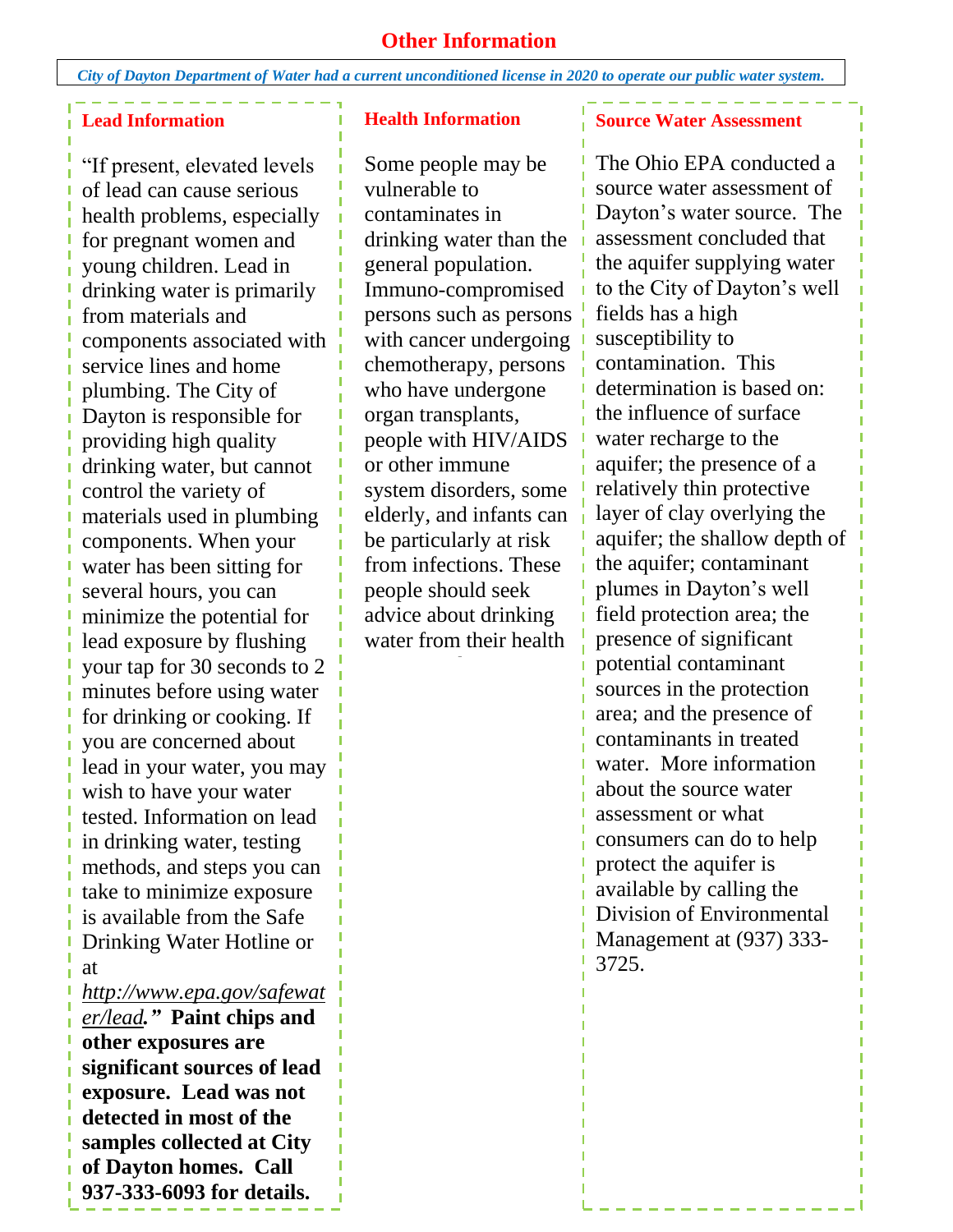## Other Information

*City of Dayton Department of Water had a current unconditioned license in 2020 to operate our public water system.*

### Lead Information

"If present, elevated levels of lead can cause serious health problems, especially for pregnant women and young children. Lead in drinking water is primarily from materials and components associated with service lines and home plumbing. The City of Dayton is responsible for providing high quality drinking water, but cannot control the variety of materials used in plumbing components. When your water has been sitting for several hours, you can minimize the potential for lead exposure by flushing your tap for 30 seconds to 2 minutes before using water for drinking or cooking. If you are concerned about lead in your water, you may wish to have your water tested. Information on lead in drinking water, testing methods, and steps you can take to minimize exposure is available from the Safe Drinking Water Hotline or at *http://www.epa.gov/safewater/lead.*" **Paint chips and other exposures are significant sources of lead exposure. Lead was not detected in most of the samples collected at City of Dayton homes. Call 937-333-6093 for details.**

### Health Information

Some people may be vulnerable to contaminates in drinking water than the general population. Immuno-compromised persons such as persons with cancer undergoing chemotherapy, persons who have undergone organ transplants, people with HIV/AIDS or other immune system disorders, some elderly, and infants can be particularly at risk from infections. These people should seek advice about drinking water from their health

### Source Water Assessment

The Ohio EPA conducted a source water assessment of Dayton's water source. The assessment concluded that the aquifer supplying water to the City of Dayton's well fields has a high susceptibility to contamination. This determination is based on: the influence of surface water recharge to the aquifer; the presence of a relatively thin protective layer of clay overlying the aquifer; the shallow depth of the aquifer; contaminant plumes in Dayton's well field protection area; the presence of significant potential contaminant sources in the protection area; and the presence of contaminants in treated water. More information about the source water assessment or what consumers can do to help protect the aquifer is available by calling the Division of Environmental Management at (937) 333-3725.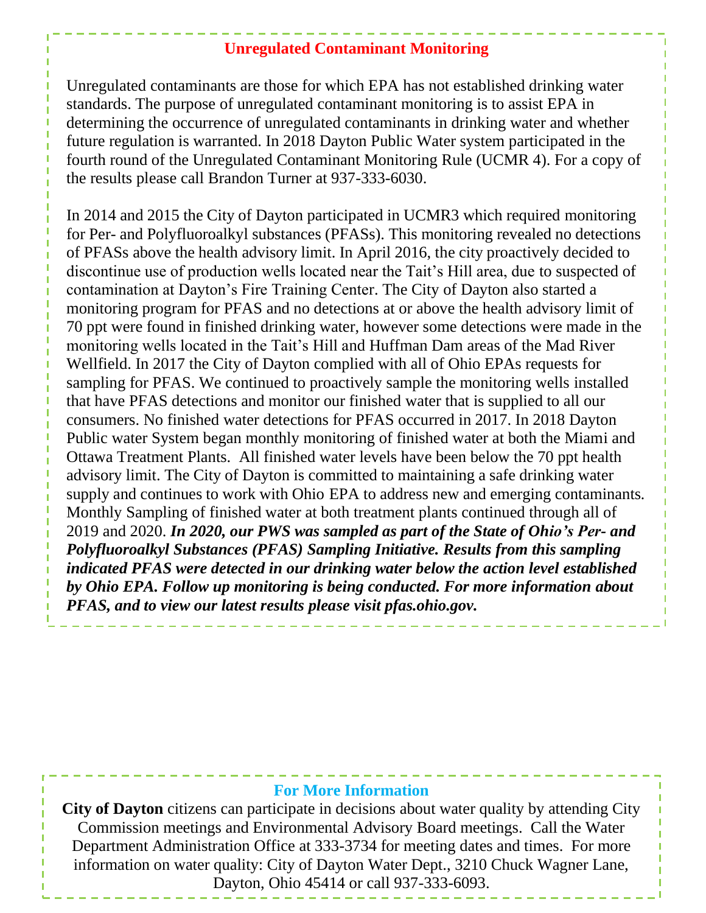## Unregulated Contaminant Monitoring

Unregulated contaminants are those for which EPA has not established drinking water standards. The purpose of unregulated contaminant monitoring is to assist EPA in determining the occurrence of unregulated contaminants in drinking water and whether future regulation is warranted. In 2018 Dayton Public Water system participated in the fourth round of the Unregulated Contaminant Monitoring Rule (UCMR 4). For a copy of the results please call Brandon Turner at 937-333-6030.

In 2014 and 2015 the City of Dayton participated in UCMR3 which required monitoring for Per- and Polyfluoroalkyl substances (PFASs). This monitoring revealed no detections of PFASs above the health advisory limit. In April 2016, the city proactively decided to discontinue use of production wells located near the Tait's Hill area, due to suspected of contamination at Dayton's Fire Training Center. The City of Dayton also started a monitoring program for PFAS and no detections at or above the health advisory limit of 70 ppt were found in finished drinking water, however some detections were made in the monitoring wells located in the Tait's Hill and Huffman Dam areas of the Mad River Wellfield. In 2017 the City of Dayton complied with all of Ohio EPAs requests for sampling for PFAS. We continued to proactively sample the monitoring wells installed that have PFAS detections and monitor our finished water that is supplied to all our consumers. No finished water detections for PFAS occurred in 2017. In 2018 Dayton Public water System began monthly monitoring of finished water at both the Miami and Ottawa Treatment Plants. All finished water levels have been below the 70 ppt health advisory limit. The City of Dayton is committed to maintaining a safe drinking water supply and continues to work with Ohio EPA to address new and emerging contaminants. Monthly Sampling of finished water at both treatment plants continued through all of 2019 and 2020. ***In 2020, our PWS was sampled as part of the State of Ohio's Per- and Polyfluoroalkyl Substances (PFAS) Sampling Initiative. Results from this sampling indicated PFAS were detected in our drinking water below the action level established by Ohio EPA. Follow up monitoring is being conducted. For more information about PFAS, and to view our latest results please visit pfas.ohio.gov.***

## For More Information

**City of Dayton** citizens can participate in decisions about water quality by attending City Commission meetings and Environmental Advisory Board meetings. Call the Water Department Administration Office at 333-3734 for meeting dates and times. For more information on water quality: City of Dayton Water Dept., 3210 Chuck Wagner Lane, Dayton, Ohio 45414 or call 937-333-6093.